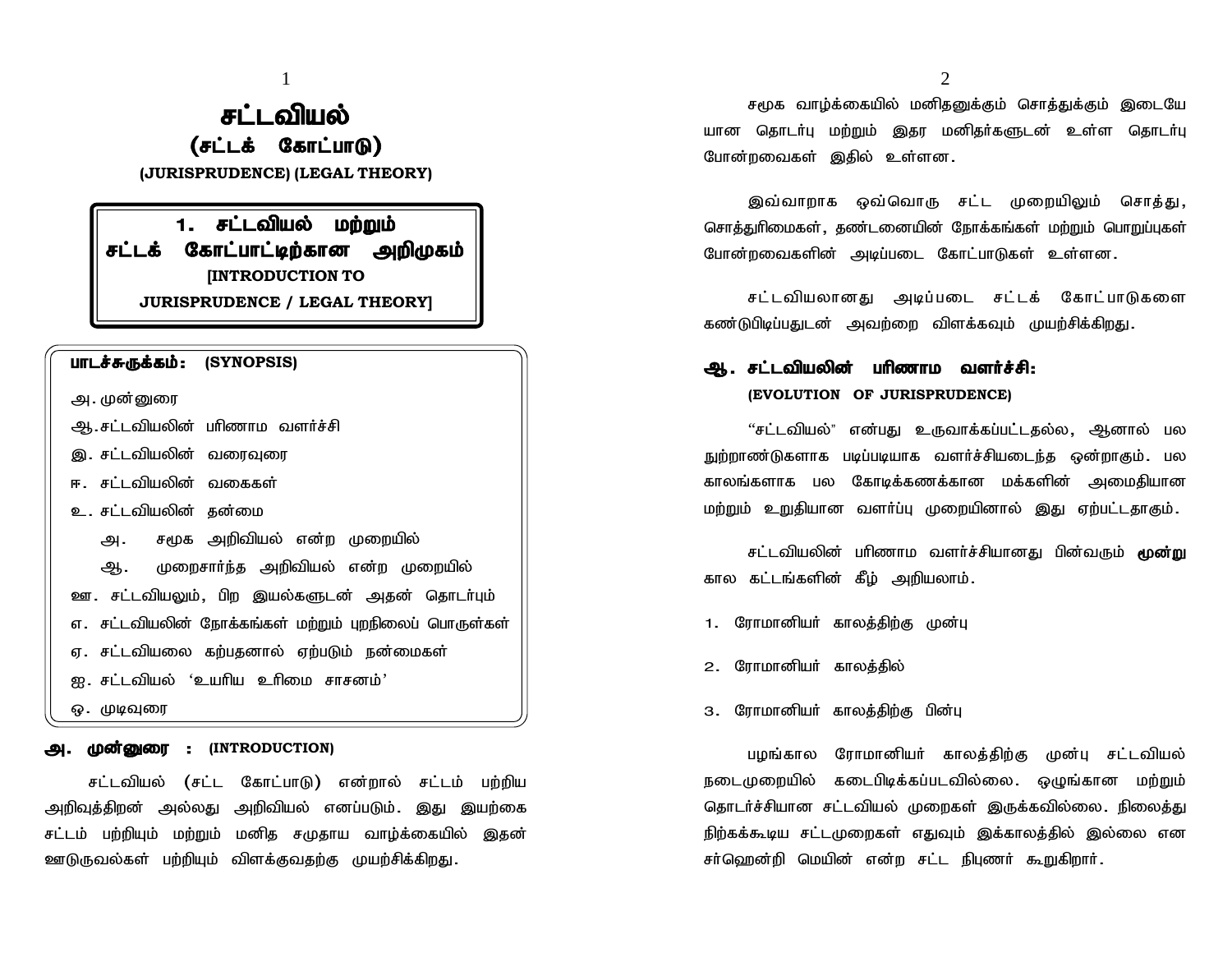# சட்டவியல்
## (சட்டக் கோட்பாடு)
**(JURISPRUDENCE) (LEGAL THEORY)**

## 1. சட்டவியல் மற்றும் சட்டக் கோட்பாட்டிற்கான அறிமுகம்
**[INTRODUCTION TO JURISPRUDENCE / LEGAL THEORY]**

**பாடச்சுருக்கம்: (SYNOPSIS)**

அ. முன்னுரை
ஆ. சட்டவியலின் பரிணாம வளர்ச்சி
இ. சட்டவியலின் வரைவுரை
ஈ. சட்டவியலின் வகைகள்
உ. சட்டவியலின் தன்மை
- அ. சமூக அறிவியல் என்ற முறையில்
- ஆ. முறைசார்ந்த அறிவியல் என்ற முறையில்

ஊ. சட்டவியலும், பிற இயல்களுடன் அதன் தொடர்பும்
எ. சட்டவியலின் நோக்கங்கள் மற்றும் புறநிலைப் பொருள்கள்
ஏ. சட்டவியலை கற்பதனால் ஏற்படும் நன்மைகள்
ஐ. சட்டவியல் 'உயரிய உரிமை சாசனம்'
ஒ. முடிவுரை

### அ. முன்னுரை : (INTRODUCTION)

சட்டவியல் (சட்ட கோட்பாடு) என்றால் சட்டம் பற்றிய அறிவுத்திறன் அல்லது அறிவியல் எனப்படும். இது இயற்கை சட்டம் பற்றியும் மற்றும் மனித சமுதாய வாழ்க்கையில் இதன் ஊடுருவல்கள் பற்றியும் விளக்குவதற்கு முயற்சிக்கிறது.

சமூக வாழ்க்கையில் மனிதனுக்கும் சொத்துக்கும் இடையே யான தொடர்பு மற்றும் இதர மனிதர்களுடன் உள்ள தொடர்பு போன்றவைகள் இதில் உள்ளன.

இவ்வாறாக ஒவ்வொரு சட்ட முறையிலும் சொத்து, சொத்துரிமைகள், தண்டனையின் நோக்கங்கள் மற்றும் பொறுப்புகள் போன்றவைகளின் அடிப்படை கோட்பாடுகள் உள்ளன.

சட்டவியலானது அடிப்படை சட்டக் கோட்பாடுகளை கண்டுபிடிப்பதுடன் அவற்றை விளக்கவும் முயற்சிக்கிறது.

### ஆ. சட்டவியலின் பரிணாம வளர்ச்சி:
**(EVOLUTION OF JURISPRUDENCE)**

"சட்டவியல்" என்பது உருவாக்கப்பட்டதல்ல, ஆனால் பல நூற்றாண்டுகளாக படிப்படியாக வளர்ச்சியடைந்த ஒன்றாகும். பல காலங்களாக பல கோடிக்கணக்கான மக்களின் அமைதியான மற்றும் உறுதியான வளர்ப்பு முறையினால் இது ஏற்பட்டதாகும்.

சட்டவியலின் பரிணாம வளர்ச்சியானது பின்வரும் **மூன்று** கால கட்டங்களின் கீழ் அறியலாம்.

1. ரோமானியர் காலத்திற்கு முன்பு
2. ரோமானியர் காலத்தில்
3. ரோமானியர் காலத்திற்கு பின்பு

பழங்கால ரோமானியர் காலத்திற்கு முன்பு சட்டவியல் நடைமுறையில் கடைபிடிக்கப்படவில்லை. ஒழுங்கான மற்றும் தொடர்ச்சியான சட்டவியல் முறைகள் இருக்கவில்லை. நிலைத்து நிற்கக்கூடிய சட்டமுறைகள் எதுவும் இக்காலத்தில் இல்லை என சர்ஹென்றி மெயின் என்ற சட்ட நிபுணர் கூறுகிறார்.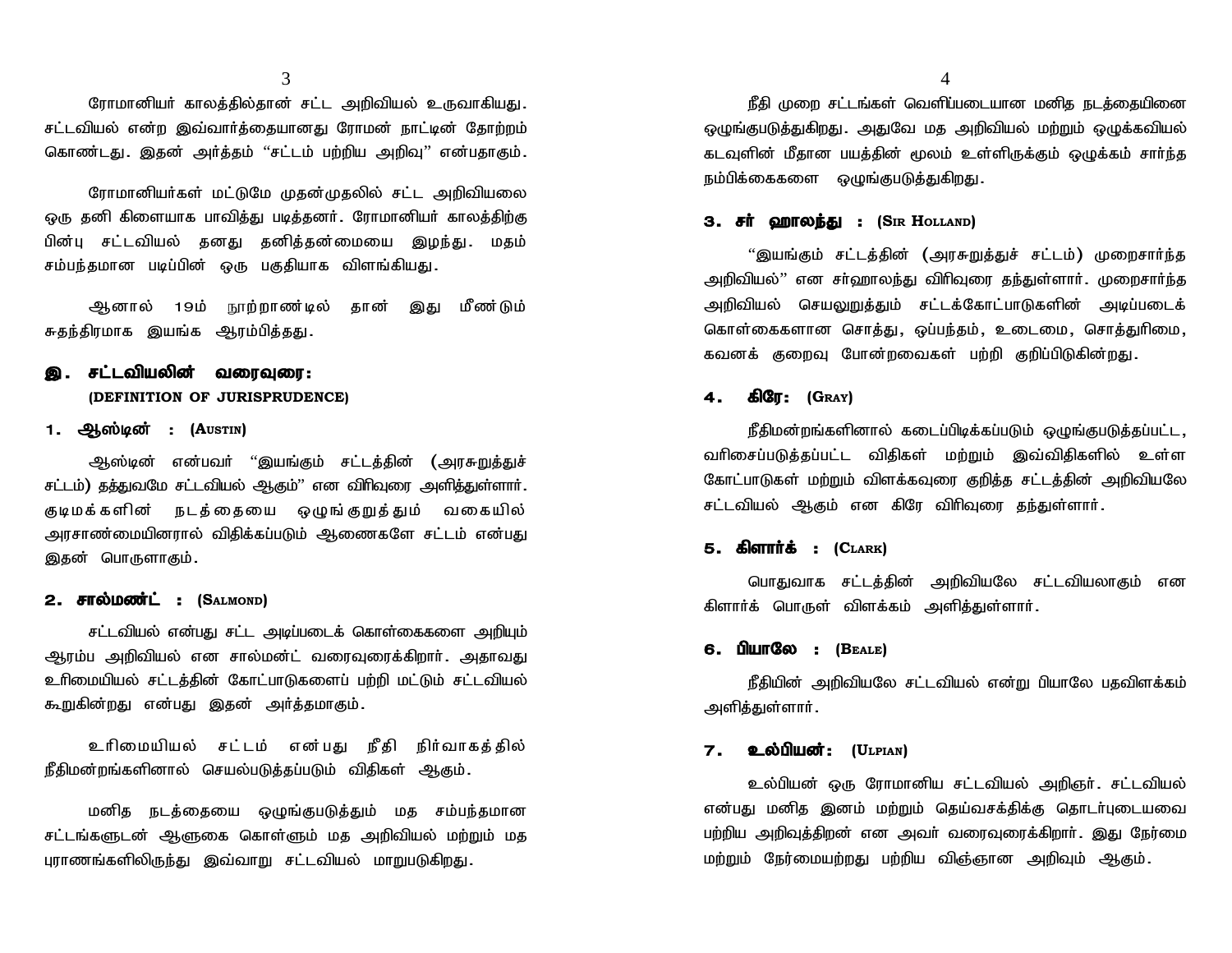ரோமானியர் காலத்தில்தான் சட்ட அறிவியல் உருவாகியது. சட்டவியல் என்ற இவ்வார்த்தையானது ரோமன் நாட்டின் தோற்றம் கொண்டது. இதன் அர்த்தம் "சட்டம் பற்றிய அறிவு" என்பதாகும்.

ரோமானியர்கள் மட்டுமே முதன்முதலில் சட்ட அறிவியலை ஒரு தனி கிளையாக பாவித்து படித்தனர். ரோமானியர் காலத்திற்கு பின்பு சட்டவியல் தனது தனித்தன்மையை இழந்து. மதம் சம்பந்தமான படிப்பின் ஒரு பகுதியாக விளங்கியது.

ஆனால் 19ம் நூற்றாண்டில் தான் இது மீண்டும் சுதந்திரமாக இயங்க ஆரம்பித்தது.

## இ. சட்டவியலின் வரைவுரை:
**(DEFINITION OF JURISPRUDENCE)**

### 1. ஆஸ்டின் : (Austin)

ஆஸ்டின் என்பவர் "இயங்கும் சட்டத்தின் (அரசுறுத்துச் சட்டம்) தத்துவமே சட்டவியல் ஆகும்" என விரிவுரை அளித்துள்ளார். குடிமக்களின் நடத்தையை ஒழுங்குறுத்தும் வகையில் அரசாண்மையினரால் விதிக்கப்படும் ஆணைகளே சட்டம் என்பது இதன் பொருளாகும்.

### 2. சால்மண்ட் : (Salmond)

சட்டவியல் என்பது சட்ட அடிப்படைக் கொள்கைகளை அறியும் ஆரம்ப அறிவியல் என சால்மன்ட் வரைவுரைக்கிறார். அதாவது உரிமையியல் சட்டத்தின் கோட்பாடுகளைப் பற்றி மட்டும் சட்டவியல் கூறுகின்றது என்பது இதன் அர்த்தமாகும்.

உரிமையியல் சட்டம் என்பது நீதி நிர்வாகத்தில் நீதிமன்றங்களினால் செயல்படுத்தப்படும் விதிகள் ஆகும்.

மனித நடத்தையை ஒழுங்குபடுத்தும் மத சம்பந்தமான சட்டங்களுடன் ஆளுகை கொள்ளும் மத அறிவியல் மற்றும் மத புராணங்களிலிருந்து இவ்வாறு சட்டவியல் மாறுபடுகிறது.

நீதி முறை சட்டங்கள் வெளிப்படையான மனித நடத்தையினை ஒழுங்குபடுத்துகிறது. அதுவே மத அறிவியல் மற்றும் ஒழுக்கவியல் கடவுளின் மீதான பயத்தின் மூலம் உள்ளிருக்கும் ஒழுக்கம் சார்ந்த நம்பிக்கைகளை ஒழுங்குபடுத்துகிறது.

### 3. சர் ஹாலந்து : (Sir Holland)

"இயங்கும் சட்டத்தின் (அரசுறுத்துச் சட்டம்) முறைசார்ந்த அறிவியல்" என சர்ஹாலந்து விரிவுரை தந்துள்ளார். முறைசார்ந்த அறிவியல் செயலுறுத்தும் சட்டக்கோட்பாடுகளின் அடிப்படைக் கொள்கைகளான சொத்து, ஒப்பந்தம், உடைமை, சொத்துரிமை, கவனக் குறைவு போன்றவைகள் பற்றி குறிப்பிடுகின்றது.

### 4. கிரே: (Gray)

நீதிமன்றங்களினால் கடைப்பிடிக்கப்படும் ஒழுங்குபடுத்தப்பட்ட, வரிசைப்படுத்தப்பட்ட விதிகள் மற்றும் இவ்விதிகளில் உள்ள கோட்பாடுகள் மற்றும் விளக்கவுரை குறித்த சட்டத்தின் அறிவியலே சட்டவியல் ஆகும் என கிரே விரிவுரை தந்துள்ளார்.

### 5. கிளார்க் : (Clark)

பொதுவாக சட்டத்தின் அறிவியலே சட்டவியலாகும் என கிளார்க் பொருள் விளக்கம் அளித்துள்ளார்.

### 6. பியாலே : (Beale)

நீதியின் அறிவியலே சட்டவியல் என்று பியாலே பதவிளக்கம் அளித்துள்ளார்.

### 7. உல்பியன்: (Ulpian)

உல்பியன் ஒரு ரோமானிய சட்டவியல் அறிஞர். சட்டவியல் என்பது மனித இனம் மற்றும் தெய்வசக்திக்கு தொடர்புடையவை பற்றிய அறிவுத்திறன் என அவர் வரைவுரைக்கிறார். இது நேர்மை மற்றும் நேர்மையற்றது பற்றிய விஞ்ஞான அறிவும் ஆகும்.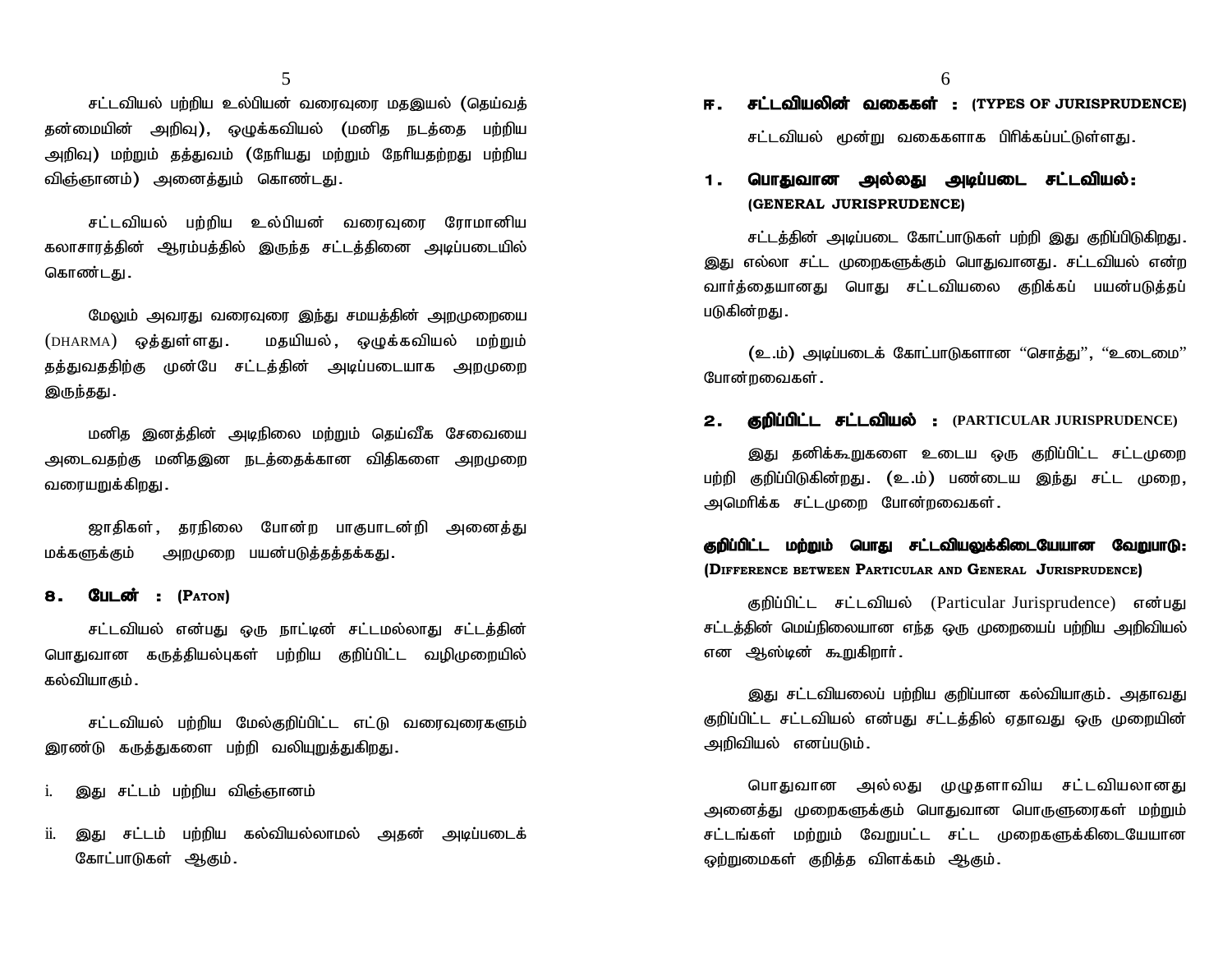சட்டவியல் பற்றிய உல்பியன் வரைவுரை மதஇயல் (தெய்வத் தன்மையின் அறிவு), ஒழுக்கவியல் (மனித நடத்தை பற்றிய அறிவு) மற்றும் தத்துவம் (நேரியது மற்றும் நேரியதற்றது பற்றிய விஞ்ஞானம்) அனைத்தும் கொண்டது.

சட்டவியல் பற்றிய உல்பியன் வரைவுரை ரோமானிய கலாசாரத்தின் ஆரம்பத்தில் இருந்த சட்டத்தினை அடிப்படையில் கொண்டது.

மேலும் அவரது வரைவுரை இந்து சமயத்தின் அறமுறையை (DHARMA) ஒத்துள்ளது. மதயியல், ஒழுக்கவியல் மற்றும் தத்துவதிற்கு முன்பே சட்டத்தின் அடிப்படையாக அறமுறை இருந்தது.

மனித இனத்தின் அடிநிலை மற்றும் தெய்வீக சேவையை அடைவதற்கு மனிதஇன நடத்தைக்கான விதிகளை அறமுறை வரையறுக்கிறது.

ஜாதிகள், தரநிலை போன்ற பாகுபாடன்றி அனைத்து மக்களுக்கும் அறமுறை பயன்படுத்தத்தக்கது.

### 8. பேடன் : (PATON)

சட்டவியல் என்பது ஒரு நாட்டின் சட்டமல்லாது சட்டத்தின் பொதுவான கருத்தியல்புகள் பற்றிய குறிப்பிட்ட வழிமுறையில் கல்வியாகும்.

சட்டவியல் பற்றிய மேல்குறிப்பிட்ட எட்டு வரைவுரைகளும் இரண்டு கருத்துகளை பற்றி வலியுறுத்துகிறது.

i. இது சட்டம் பற்றிய விஞ்ஞானம்

ii. இது சட்டம் பற்றிய கல்வியல்லாமல் அதன் அடிப்படைக் கோட்பாடுகள் ஆகும்.

## ஈ. சட்டவியலின் வகைகள் : (TYPES OF JURISPRUDENCE)

சட்டவியல் மூன்று வகைகளாக பிரிக்கப்பட்டுள்ளது.

### 1. பொதுவான அல்லது அடிப்படை சட்டவியல்: (GENERAL JURISPRUDENCE)

சட்டத்தின் அடிப்படை கோட்பாடுகள் பற்றி இது குறிப்பிடுகிறது. இது எல்லா சட்ட முறைகளுக்கும் பொதுவானது. சட்டவியல் என்ற வார்த்தையானது பொது சட்டவியலை குறிக்கப் பயன்படுத்தப் படுகின்றது.

(உ.ம்) அடிப்படைக் கோட்பாடுகளான "சொத்து", "உடைமை" போன்றவைகள்.

### 2. குறிப்பிட்ட சட்டவியல் : (PARTICULAR JURISPRUDENCE)

இது தனிக்கூறுகளை உடைய ஒரு குறிப்பிட்ட சட்டமுறை பற்றி குறிப்பிடுகின்றது. (உ.ம்) பண்டைய இந்து சட்ட முறை, அமெரிக்க சட்டமுறை போன்றவைகள்.

### குறிப்பிட்ட மற்றும் பொது சட்டவியலுக்கிடையேயான வேறுபாடு: (DIFFERENCE BETWEEN PARTICULAR AND GENERAL JURISPRUDENCE)

குறிப்பிட்ட சட்டவியல் (Particular Jurisprudence) என்பது சட்டத்தின் மெய்நிலையான எந்த ஒரு முறையைப் பற்றிய அறிவியல் என ஆஸ்டின் கூறுகிறார்.

இது சட்டவியலைப் பற்றிய குறிப்பான கல்வியாகும். அதாவது குறிப்பிட்ட சட்டவியல் என்பது சட்டத்தில் ஏதாவது ஒரு முறையின் அறிவியல் எனப்படும்.

பொதுவான அல்லது முழுதளாவிய சட்டவியலானது அனைத்து முறைகளுக்கும் பொதுவான பொருளுரைகள் மற்றும் சட்டங்கள் மற்றும் வேறுபட்ட சட்ட முறைகளுக்கிடையேயான ஒற்றுமைகள் குறித்த விளக்கம் ஆகும்.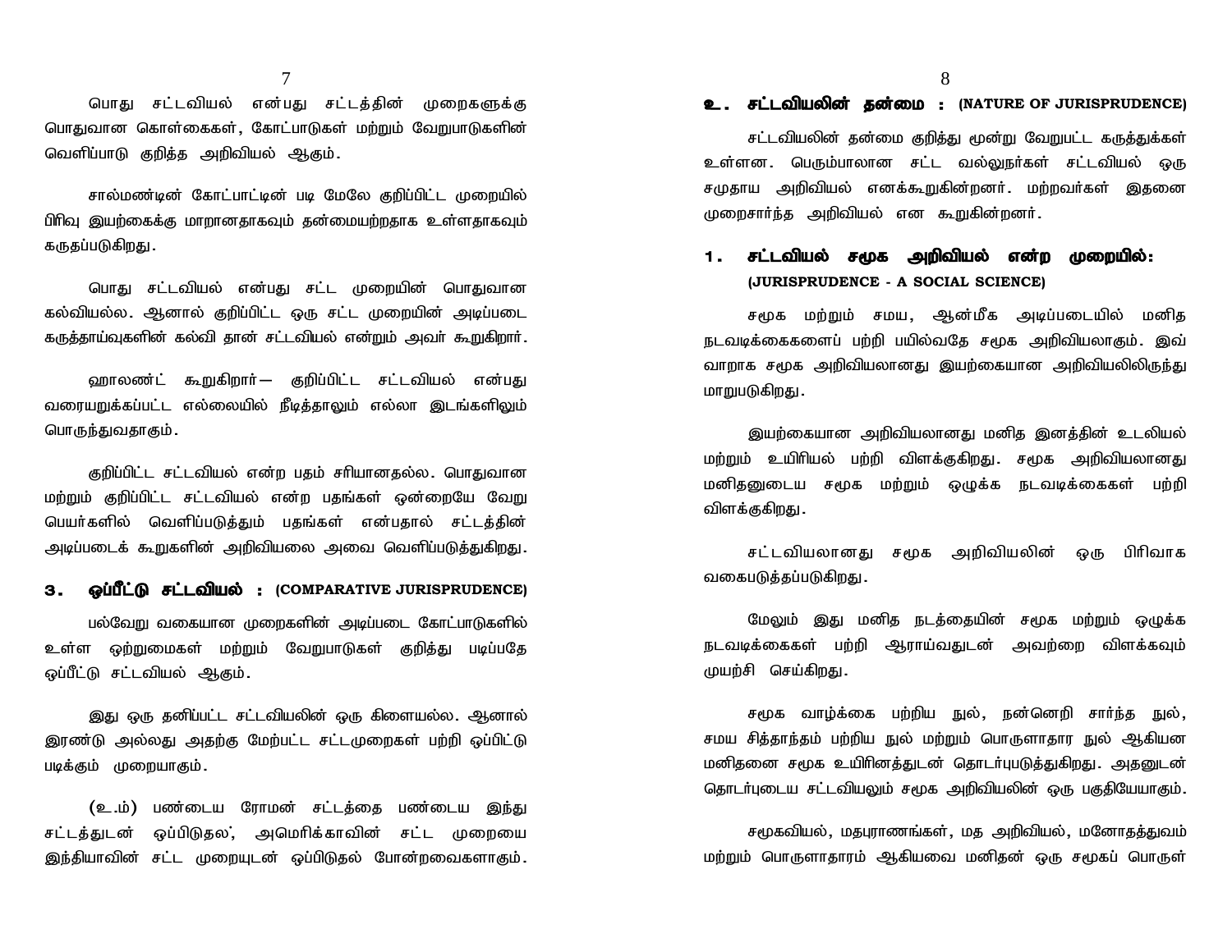பொது சட்டவியல் என்பது சட்டத்தின் முறைகளுக்கு பொதுவான கொள்கைகள், கோட்பாடுகள் மற்றும் வேறுபாடுகளின் வெளிப்பாடு குறித்த அறிவியல் ஆகும்.

சால்மண்டின் கோட்பாட்டின் படி மேலே குறிப்பிட்ட முறையில் பிரிவு இயற்கைக்கு மாறானதாகவும் தன்மையற்றதாக உள்ளதாகவும் கருதப்படுகிறது.

பொது சட்டவியல் என்பது சட்ட முறையின் பொதுவான கல்வியல்ல. ஆனால் குறிப்பிட்ட ஒரு சட்ட முறையின் அடிப்படை கருத்தாய்வுகளின் கல்வி தான் சட்டவியல் என்றும் அவர் கூறுகிறார்.

ஹாலண்ட் கூறுகிறார்— குறிப்பிட்ட சட்டவியல் என்பது வரையறுக்கப்பட்ட எல்லையில் நீடித்தாலும் எல்லா இடங்களிலும் பொருந்துவதாகும்.

குறிப்பிட்ட சட்டவியல் என்ற பதம் சரியானதல்ல. பொதுவான மற்றும் குறிப்பிட்ட சட்டவியல் என்ற பதங்கள் ஒன்றையே வேறு பெயர்களில் வெளிப்படுத்தும் பதங்கள் என்பதால் சட்டத்தின் அடிப்படைக் கூறுகளின் அறிவியலை அவை வெளிப்படுத்துகிறது.

## ௩. ஒப்பீட்டு சட்டவியல் : (COMPARATIVE JURISPRUDENCE)

பல்வேறு வகையான முறைகளின் அடிப்படை கோட்பாடுகளில் உள்ள ஒற்றுமைகள் மற்றும் வேறுபாடுகள் குறித்து படிப்பதே ஒப்பீட்டு சட்டவியல் ஆகும்.

இது ஒரு தனிப்பட்ட சட்டவியலின் ஒரு கிளையல்ல. ஆனால் இரண்டு அல்லது அதற்கு மேற்பட்ட சட்டமுறைகள் பற்றி ஒப்பிட்டு படிக்கும் முறையாகும்.

(உ.ம்) பண்டைய ரோமன் சட்டத்தை பண்டைய இந்து சட்டத்துடன் ஒப்பிடுதல், அமெரிக்காவின் சட்ட முறையை இந்தியாவின் சட்ட முறையுடன் ஒப்பிடுதல் போன்றவைகளாகும்.

## உ. சட்டவியலின் தன்மை : (NATURE OF JURISPRUDENCE)

சட்டவியலின் தன்மை குறித்து மூன்று வேறுபட்ட கருத்துக்கள் உள்ளன. பெரும்பாலான சட்ட வல்லுநர்கள் சட்டவியல் ஒரு சமுதாய அறிவியல் எனக்கூறுகின்றனர். மற்றவர்கள் இதனை முறைசார்ந்த அறிவியல் என கூறுகின்றனர்.

### ௧. சட்டவியல் சமூக அறிவியல் என்ற முறையில்: (JURISPRUDENCE - A SOCIAL SCIENCE)

சமூக மற்றும் சமய, ஆன்மீக அடிப்படையில் மனித நடவடிக்கைகளைப் பற்றி பயில்வதே சமூக அறிவியலாகும். இவ்வாறாக சமூக அறிவியலானது இயற்கையான அறிவியலிலிருந்து மாறுபடுகிறது.

இயற்கையான அறிவியலானது மனித இனத்தின் உடலியல் மற்றும் உயிரியல் பற்றி விளக்குகிறது. சமூக அறிவியலானது மனிதனுடைய சமூக மற்றும் ஒழுக்க நடவடிக்கைகள் பற்றி விளக்குகிறது.

சட்டவியலானது சமூக அறிவியலின் ஒரு பிரிவாக வகைபடுத்தப்படுகிறது.

மேலும் இது மனித நடத்தையின் சமூக மற்றும் ஒழுக்க நடவடிக்கைகள் பற்றி ஆராய்வதுடன் அவற்றை விளக்கவும் முயற்சி செய்கிறது.

சமூக வாழ்க்கை பற்றிய நூல், நன்னெறி சார்ந்த நூல், சமய சித்தாந்தம் பற்றிய நூல் மற்றும் பொருளாதார நூல் ஆகியன மனிதனை சமூக உயிரினத்துடன் தொடர்புபடுத்துகிறது. அதனுடன் தொடர்புடைய சட்டவியலும் சமூக அறிவியலின் ஒரு பகுதியேயாகும்.

சமூகவியல், மதபுராணங்கள், மத அறிவியல், மனோதத்துவம் மற்றும் பொருளாதாரம் ஆகியவை மனிதன் ஒரு சமூகப் பொருள்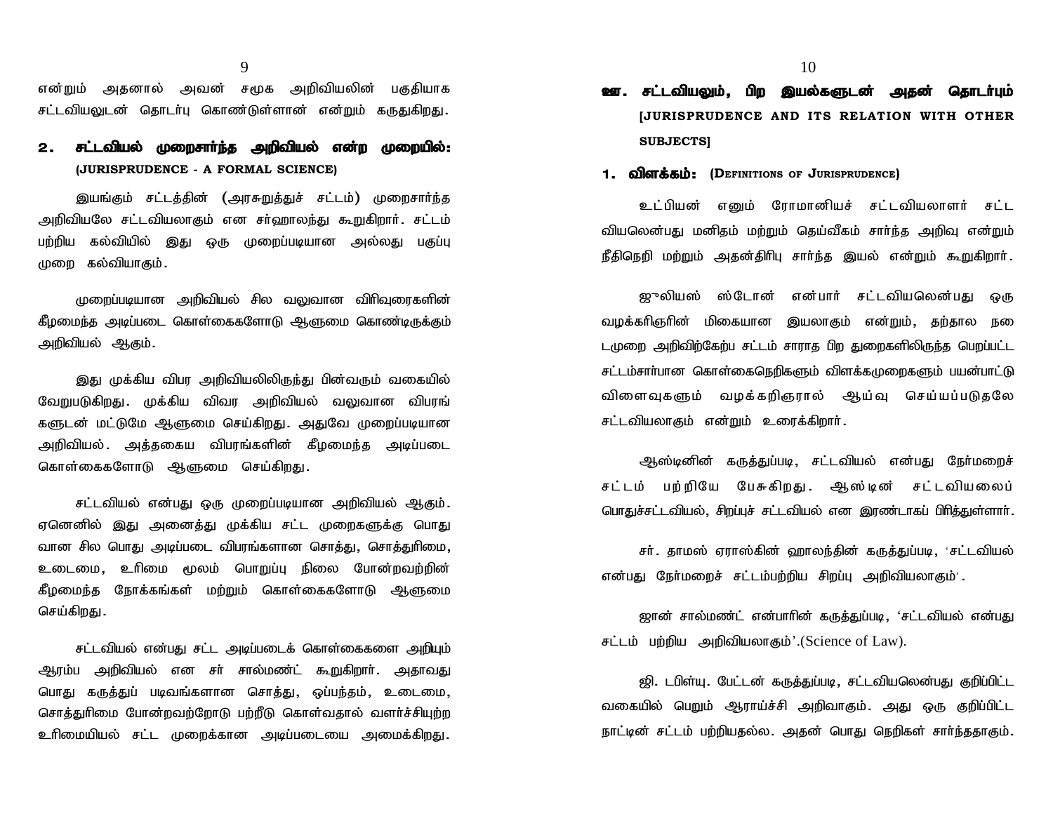என்றும் அதனால் அவன் சமூக அறிவியலின் பகுதியாக சட்டவியலுடன் தொடர்பு கொண்டுள்ளான் என்றும் கருதுகிறது.

## 2. சட்டவியல் முறைசார்ந்த அறிவியல் என்ற முறையில்: (JURISPRUDENCE - A FORMAL SCIENCE)

இயங்கும் சட்டத்தின் (அரசுறுத்துச் சட்டம்) முறைசார்ந்த அறிவியலே சட்டவியலாகும் என சர்ஹாலந்து கூறுகிறார். சட்டம் பற்றிய கல்வியில் இது ஒரு முறைப்படியான அல்லது பகுப்பு முறை கல்வியாகும்.

முறைப்படியான அறிவியல் சில வலுவான விரிவுரைகளின் கீழமைந்த அடிப்படை கொள்கைகளோடு ஆளுமை கொண்டிருக்கும் அறிவியல் ஆகும்.

இது முக்கிய விபர அறிவியலிலிருந்து பின்வரும் வகையில் வேறுபடுகிறது. முக்கிய விவர அறிவியல் வலுவான விபரங் களுடன் மட்டுமே ஆளுமை செய்கிறது. அதுவே முறைப்படியான அறிவியல். அத்தகைய விபரங்களின் கீழமைந்த அடிப்படை கொள்கைகளோடு ஆளுமை செய்கிறது.

சட்டவியல் என்பது ஒரு முறைப்படியான அறிவியல் ஆகும். ஏனெனில் இது அனைத்து முக்கிய சட்ட முறைகளுக்கு பொது வான சில பொது அடிப்படை விபரங்களான சொத்து, சொத்துரிமை, உடைமை, உரிமை மூலம் பொறுப்பு நிலை போன்றவற்றின் கீழமைந்த நோக்கங்கள் மற்றும் கொள்கைகளோடு ஆளுமை செய்கிறது.

சட்டவியல் என்பது சட்ட அடிப்படைக் கொள்கைகளை அறியும் ஆரம்ப அறிவியல் என சர் சால்மண்ட் கூறுகிறார். அதாவது பொது கருத்துப் படிவங்களான சொத்து, ஒப்பந்தம், உடைமை, சொத்துரிமை போன்றவற்றோடு பற்றீடு கொள்வதால் வளர்ச்சியுற்ற உரிமையியல் சட்ட முறைக்கான அடிப்படையை அமைக்கிறது.

# ஊ. சட்டவியலும், பிற இயல்களுடன் அதன் தொடர்பும் [JURISPRUDENCE AND ITS RELATION WITH OTHER SUBJECTS]

## 1. விளக்கம்: (DEFINITIONS OF JURISPRUDENCE)

உட்பியன் எனும் ரோமானியச் சட்டவியலாளர் சட்ட வியலென்பது மனிதம் மற்றும் தெய்வீகம் சார்ந்த அறிவு என்றும் நீதிநெறி மற்றும் அதன்திரிபு சார்ந்த இயல் என்றும் கூறுகிறார்.

ஜுலியஸ் ஸ்டோன் என்பார் சட்டவியலென்பது ஒரு வழக்கறிஞரின் மிகையான இயலாகும் என்றும், தற்கால நடைமுறை அறிவிற்கேற்ப சட்டம் சாராத பிற துறைகளிலிருந்த பெறப்பட்ட சட்டம்சார்பான கொள்கைநெறிகளும் விளக்கமுறைகளும் பயன்பாட்டு விளைவுகளும் வழக்கறிஞரால் ஆய்வு செய்யப்படுதலே சட்டவியலாகும் என்றும் உரைக்கிறார்.

ஆஸ்டினின் கருத்துப்படி, சட்டவியல் என்பது நேர்மறைச் சட்டம் பற்றியே பேசுகிறது. ஆஸ்டின் சட்டவியலைப் பொதுச்சட்டவியல், சிறப்புச் சட்டவியல் என இரண்டாகப் பிரித்துள்ளார்.

சர். தாமஸ் ஏராஸ்கின் ஹாலந்தின் கருத்துப்படி, 'சட்டவியல் என்பது நேர்மறைச் சட்டம்பற்றிய சிறப்பு அறிவியலாகும்'.

ஜான் சால்மண்ட் என்பாரின் கருத்துப்படி, 'சட்டவியல் என்பது சட்டம் பற்றிய அறிவியலாகும்'.(Science of Law).

ஜி. டபிள்யு. பேட்டன் கருத்துப்படி, சட்டவியலென்பது குறிப்பிட்ட வகையில் பெறும் ஆராய்ச்சி அறிவாகும். அது ஒரு குறிப்பிட்ட நாட்டின் சட்டம் பற்றியதல்ல. அதன் பொது நெறிகள் சார்ந்ததாகும்.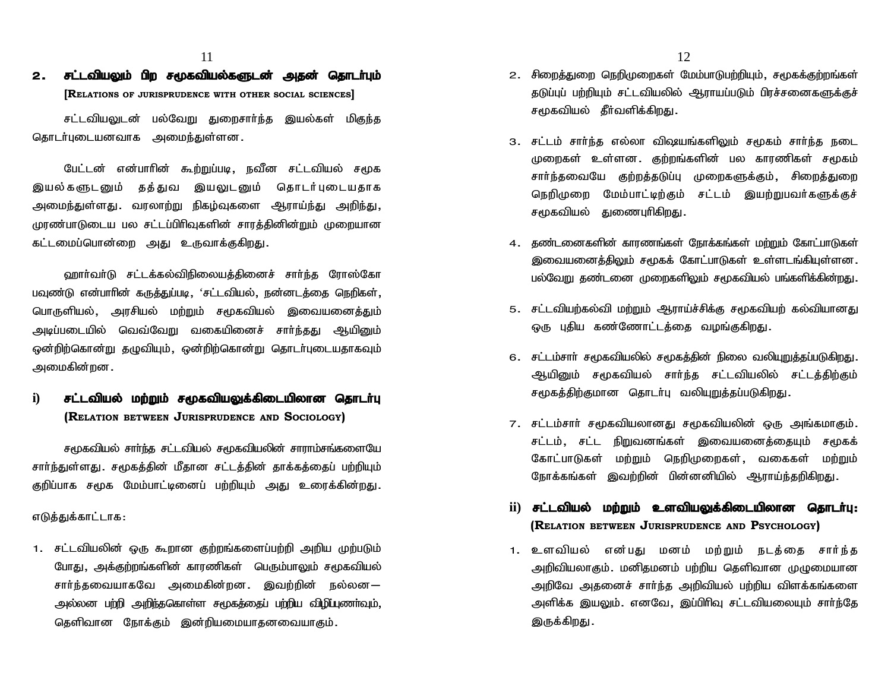## 2. சட்டவியலும் பிற சமூகவியல்களுடன் அதன் தொடர்பும்

**[RELATIONS OF JURISPRUDENCE WITH OTHER SOCIAL SCIENCES]**

சட்டவியலுடன் பல்வேறு துறைசார்ந்த இயல்கள் மிகுந்த தொடர்புடையனவாக அமைந்துள்ளன.

பேட்டன் என்பாரின் கூற்றுப்படி, நவீன சட்டவியல் சமூக இயல்களுடனும் தத்துவ இயலுடனும் தொடர்புடையதாக அமைந்துள்ளது. வரலாற்று நிகழ்வுகளை ஆராய்ந்து அறிந்து, முரண்பாடுடைய பல சட்டப்பிரிவுகளின் சாரத்தினின்றும் முறையான கட்டமைப்பொன்றை அது உருவாக்குகிறது.

ஹார்வர்டு சட்டக்கல்விநிலையத்தினைச் சார்ந்த ரோஸ்கோ பவுண்டு என்பாரின் கருத்துப்படி, 'சட்டவியல், நன்னடத்தை நெறிகள், பொருளியல், அரசியல் மற்றும் சமூகவியல் இவையனைத்தும் அடிப்படையில் வெவ்வேறு வகையினைச் சார்ந்தது ஆயினும் ஒன்றிற்கொன்று தழுவியும், ஒன்றிற்கொன்று தொடர்புடையதாகவும் அமைகின்றன.

### i) சட்டவியல் மற்றும் சமூகவியலுக்கிடையிலான தொடர்பு (RELATION BETWEEN JURISPRUDENCE AND SOCIOLOGY)

சமூகவியல் சார்ந்த சட்டவியல் சமூகவியலின் சாராம்சங்களையே சார்ந்துள்ளது. சமூகத்தின் மீதான சட்டத்தின் தாக்கத்தைப் பற்றியும் குறிப்பாக சமூக மேம்பாட்டினைப் பற்றியும் அது உரைக்கின்றது.

எடுத்துக்காட்டாக:

1. சட்டவியலின் ஒரு கூறான குற்றங்களைப்பற்றி அறிய முற்படும் போது, அக்குற்றங்களின் காரணிகள் பெரும்பாலும் சமூகவியல் சார்ந்தவையாகவே அமைகின்றன. இவற்றின் நல்லன—அல்லன பற்றி அறிந்தகொள்ள சமூகத்தைப் பற்றிய விழிப்புணர்வும், தெளிவான நோக்கும் இன்றியமையாதனவையாகும்.
2. சிறைத்துறை நெறிமுறைகள் மேம்பாடுபற்றியும், சமூகக்குற்றங்கள் தடுப்புப் பற்றியும் சட்டவியலில் ஆராயப்படும் பிரச்சனைகளுக்குச் சமூகவியல் தீர்வளிக்கிறது.
3. சட்டம் சார்ந்த எல்லா விஷயங்களிலும் சமூகம் சார்ந்த நடை முறைகள் உள்ளன. குற்றங்களின் பல காரணிகள் சமூகம் சார்ந்தவையே குற்றத்தடுப்பு முறைகளுக்கும், சிறைத்துறை நெறிமுறை மேம்பாட்டிற்கும் சட்டம் இயற்றுபவர்களுக்குச் சமூகவியல் துணைபுரிகிறது.
4. தண்டனைகளின் காரணங்கள் நோக்கங்கள் மற்றும் கோட்பாடுகள் இவையனைத்திலும் சமூகக் கோட்பாடுகள் உள்ளடங்கியுள்ளன. பல்வேறு தண்டனை முறைகளிலும் சமூகவியல் பங்களிக்கின்றது.
5. சட்டவியற்கல்வி மற்றும் ஆராய்ச்சிக்கு சமூகவியற் கல்வியானது ஒரு புதிய கண்ணோட்டத்தை வழங்குகிறது.
6. சட்டம்சார் சமூகவியலில் சமூகத்தின் நிலை வலியுறுத்தப்படுகிறது. ஆயினும் சமூகவியல் சார்ந்த சட்டவியலில் சட்டத்திற்கும் சமூகத்திற்குமான தொடர்பு வலியுறுத்தப்படுகிறது.
7. சட்டம்சார் சமூகவியலானது சமூகவியலின் ஒரு அங்கமாகும். சட்டம், சட்ட நிறுவனங்கள் இவையனைத்தையும் சமூகக் கோட்பாடுகள் மற்றும் நெறிமுறைகள், வகைகள் மற்றும் நோக்கங்கள் இவற்றின் பின்னனியில் ஆராய்ந்தறிகிறது.

### ii) சட்டவியல் மற்றும் உளவியலுக்கிடையிலான தொடர்பு: (RELATION BETWEEN JURISPRUDENCE AND PSYCHOLOGY)

1. உளவியல் என்பது மனம் மற்றும் நடத்தை சார்ந்த அறிவியலாகும். மனிதமனம் பற்றிய தெளிவான முழுமையான அறிவே அதனைச் சார்ந்த அறிவியல் பற்றிய விளக்கங்களை அளிக்க இயலும். எனவே, இப்பிரிவு சட்டவியலையும் சார்ந்தே இருக்கிறது.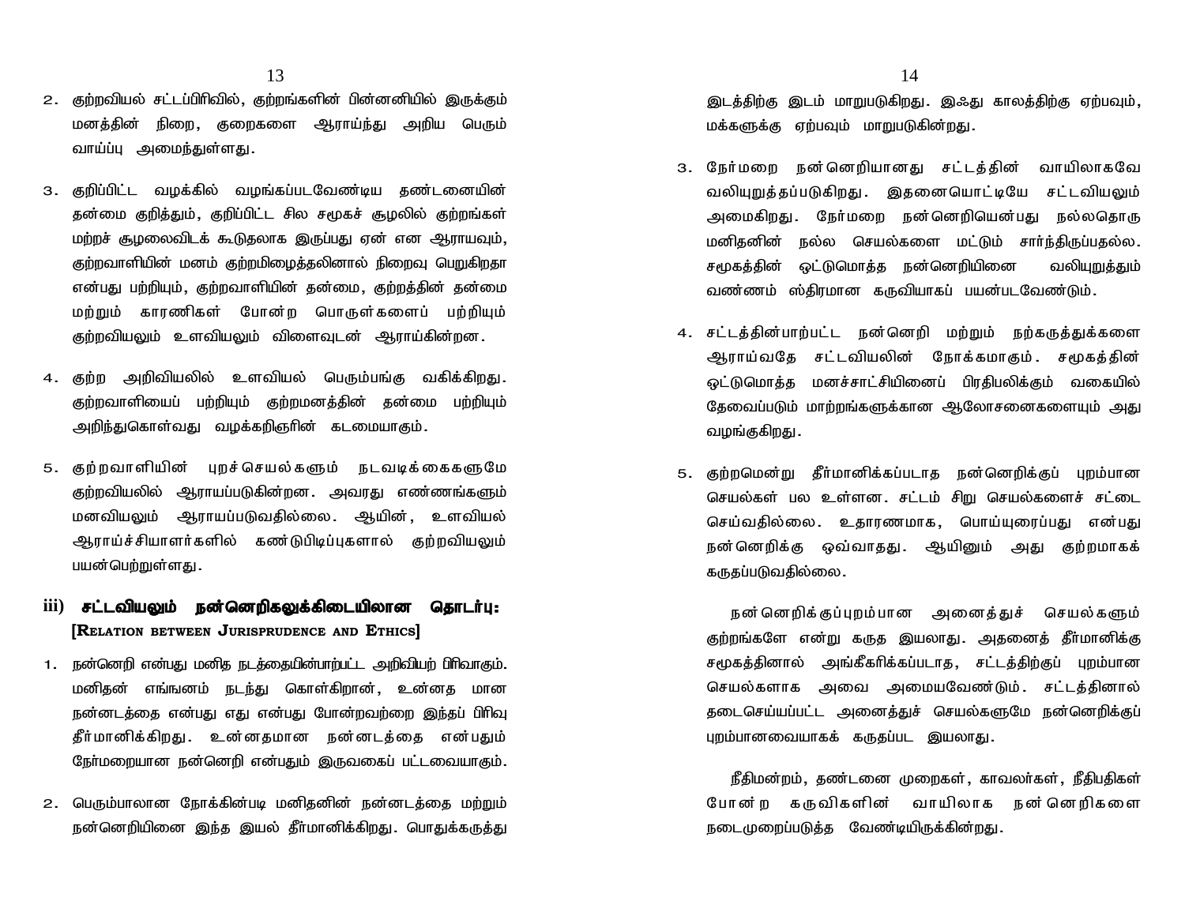2. குற்றவியல் சட்டப்பிரிவில், குற்றங்களின் பின்னனியில் இருக்கும் மனத்தின் நிறை, குறைகளை ஆராய்ந்து அறிய பெரும் வாய்ப்பு அமைந்துள்ளது.

3. குறிப்பிட்ட வழக்கில் வழங்கப்படவேண்டிய தண்டனையின் தன்மை குறித்தும், குறிப்பிட்ட சில சமூகச் சூழலில் குற்றங்கள் மற்றச் சூழலைவிடக் கூடுதலாக இருப்பது ஏன் என ஆராயவும், குற்றவாளியின் மனம் குற்றமிழைத்தலினால் நிறைவு பெறுகிறதா என்பது பற்றியும், குற்றவாளியின் தன்மை, குற்றத்தின் தன்மை மற்றும் காரணிகள் போன்ற பொருள்களைப் பற்றியும் குற்றவியலும் உளவியலும் விளைவுடன் ஆராய்கின்றன.

4. குற்ற அறிவியலில் உளவியல் பெரும்பங்கு வகிக்கிறது. குற்றவாளியைப் பற்றியும் குற்றமனத்தின் தன்மை பற்றியும் அறிந்துகொள்வது வழக்கறிஞரின் கடமையாகும்.

5. குற்றவாளியின் புறச்செயல்களும் நடவடிக்கைகளுமே குற்றவியலில் ஆராயப்படுகின்றன. அவரது எண்ணங்களும் மனவியலும் ஆராயப்படுவதில்லை. ஆயின், உளவியல் ஆராய்ச்சியாளர்களில் கண்டுபிடிப்புகளால் குற்றவியலும் பயன்பெற்றுள்ளது.

### iii) சட்டவியலும் நன்னெறிகலுக்கிடையிலான தொடர்பு: [Relation between Jurisprudence and Ethics]

1. நன்னெறி என்பது மனித நடத்தையின்பாற்பட்ட அறிவியற் பிரிவாகும். மனிதன் எங்ஙனம் நடந்து கொள்கிறான், உன்னத மான நன்னடத்தை என்பது எது என்பது போன்றவற்றை இந்தப் பிரிவு தீர்மானிக்கிறது. உன்னதமான நன்னடத்தை என்பதும் நேர்மறையான நன்னெறி என்பதும் இருவகைப் பட்டவையாகும்.

2. பெரும்பாலான நோக்கின்படி மனிதனின் நன்னடத்தை மற்றும் நன்னெறியினை இந்த இயல் தீர்மானிக்கிறது. பொதுக்கருத்து இடத்திற்கு இடம் மாறுபடுகிறது. இஃது காலத்திற்கு ஏற்பவும், மக்களுக்கு ஏற்பவும் மாறுபடுகின்றது.

3. நேர்மறை நன்னெறியானது சட்டத்தின் வாயிலாகவே வலியுறுத்தப்படுகிறது. இதனையொட்டியே சட்டவியலும் அமைகிறது. நேர்மறை நன்னெறியென்பது நல்லதொரு மனிதனின் நல்ல செயல்களை மட்டும் சார்ந்திருப்பதல்ல. சமூகத்தின் ஒட்டுமொத்த நன்னெறியினை வலியுறுத்தும் வண்ணம் ஸ்திரமான கருவியாகப் பயன்படவேண்டும்.

4. சட்டத்தின்பாற்பட்ட நன்னெறி மற்றும் நற்கருத்துக்களை ஆராய்வதே சட்டவியலின் நோக்கமாகும். சமூகத்தின் ஒட்டுமொத்த மனச்சாட்சியினைப் பிரதிபலிக்கும் வகையில் தேவைப்படும் மாற்றங்களுக்கான ஆலோசனைகளையும் அது வழங்குகிறது.

5. குற்றமென்று தீர்மானிக்கப்படாத நன்னெறிக்குப் புறம்பான செயல்கள் பல உள்ளன. சட்டம் சிறு செயல்களைச் சட்டை செய்வதில்லை. உதாரணமாக, பொய்யுரைப்பது என்பது நன்னெறிக்கு ஒவ்வாதது. ஆயினும் அது குற்றமாகக் கருதப்படுவதில்லை.

நன்னெறிக்குப்புறம்பான அனைத்துச் செயல்களும் குற்றங்களே என்று கருத இயலாது. அதனைத் தீர்மானிக்கு சமூகத்தினால் அங்கீகரிக்கப்படாத, சட்டத்திற்குப் புறம்பான செயல்களாக அவை அமையவேண்டும். சட்டத்தினால் தடைசெய்யப்பட்ட அனைத்துச் செயல்களுமே நன்னெறிக்குப் புறம்பானவையாகக் கருதப்பட இயலாது.

நீதிமன்றம், தண்டனை முறைகள், காவலர்கள், நீதிபதிகள் போன்ற கருவிகளின் வாயிலாக நன்னெறிகளை நடைமுறைப்படுத்த வேண்டியிருக்கின்றது.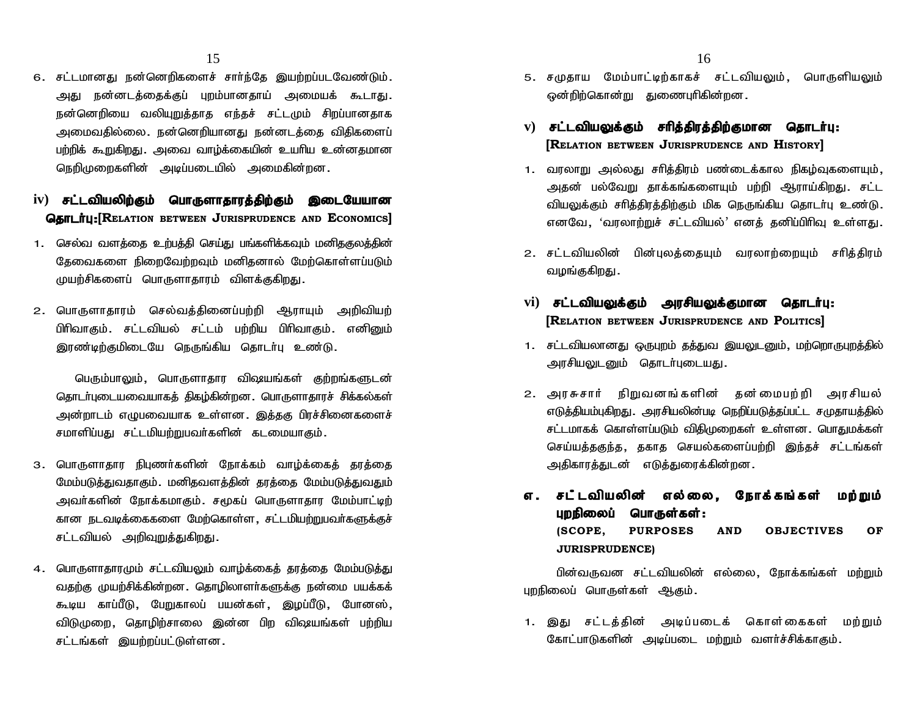6. சட்டமானது நன்னெறிகளைச் சார்ந்தே இயற்றப்படவேண்டும். அது நன்னடத்தைக்குப் புறம்பானதாய் அமையக் கூடாது. நன்னெறியை வலியுறுத்தாத எந்தச் சட்டமும் சிறப்பானதாக அமைவதில்லை. நன்னெறியானது நன்னடத்தை விதிகளைப் பற்றிக் கூறுகிறது. அவை வாழ்க்கையின் உயரிய உன்னதமான நெறிமுறைகளின் அடிப்படையில் அமைகின்றன.

### iv) சட்டவியலிற்கும் பொருளாதாரத்திற்கும் இடையேயான தொடர்பு:[RELATION BETWEEN JURISPRUDENCE AND ECONOMICS]

1. செல்வ வளத்தை உற்பத்தி செய்து பங்களிக்கவும் மனிதகுலத்தின் தேவைகளை நிறைவேற்றவும் மனிதனால் மேற்கொள்ளப்படும் முயற்சிகளைப் பொருளாதாரம் விளக்குகிறது.

2. பொருளாதாரம் செல்வத்தினைப்பற்றி ஆராயும் அறிவியற் பிரிவாகும். சட்டவியல் சட்டம் பற்றிய பிரிவாகும். எனினும் இரண்டிற்குமிடையே நெருங்கிய தொடர்பு உண்டு.

   பெரும்பாலும், பொருளாதார விஷயங்கள் குற்றங்களுடன் தொடர்புடையவையாகத் திகழ்கின்றன. பொருளாதாரச் சிக்கல்கள் அன்றாடம் எழுபவையாக உள்ளன. இத்தகு பிரச்சினைகளைச் சமாளிப்பது சட்டமியற்றுபவர்களின் கடமையாகும்.

3. பொருளாதார நிபுணர்களின் நோக்கம் வாழ்க்கைத் தரத்தை மேம்படுத்துவதாகும். மனிதவளத்தின் தரத்தை மேம்படுத்துவதும் அவர்களின் நோக்கமாகும். சமூகப் பொருளாதார மேம்பாட்டிற் கான நடவடிக்கைகளை மேற்கொள்ள, சட்டமியற்றுபவர்களுக்குச் சட்டவியல் அறிவுறுத்துகிறது.

4. பொருளாதாரமும் சட்டவியலும் வாழ்க்கைத் தரத்தை மேம்படுத்து வதற்கு முயற்சிக்கின்றன. தொழிலாளர்களுக்கு நன்மை பயக்கக் கூடிய காப்பீடு, பேறுகாலப் பயன்கள், இழப்பீடு, போனஸ், விடுமுறை, தொழிற்சாலை இன்ன பிற விஷயங்கள் பற்றிய சட்டங்கள் இயற்றப்பட்டுள்ளன.

5. சமுதாய மேம்பாட்டிற்காகச் சட்டவியலும், பொருளியலும் ஒன்றிற்கொன்று துணைபுரிகின்றன.

### v) சட்டவியலுக்கும் சரித்திரத்திற்குமான தொடர்பு: [RELATION BETWEEN JURISPRUDENCE AND HISTORY]

1. வரலாறு அல்லது சரித்திரம் பண்டைக்கால நிகழ்வுகளையும், அதன் பல்வேறு தாக்கங்களையும் பற்றி ஆராய்கிறது. சட்ட வியலுக்கும் சரித்திரத்திற்கும் மிக நெருங்கிய தொடர்பு உண்டு. எனவே, ‘வரலாற்றுச் சட்டவியல்’ எனத் தனிப்பிரிவு உள்ளது.

2. சட்டவியலின் பின்புலத்தையும் வரலாற்றையும் சரித்திரம் வழங்குகிறது.

### vi) சட்டவியலுக்கும் அரசியலுக்குமான தொடர்பு: [RELATION BETWEEN JURISPRUDENCE AND POLITICS]

1. சட்டவியலானது ஒருபுறம் தத்துவ இயலுடனும், மற்றொருபுறத்தில் அரசியலுடனும் தொடர்புடையது.

2. அரசுசார் நிறுவனங்களின் தன்மைபற்றி அரசியல் எடுத்தியம்புகிறது. அரசியலின்படி நெறிப்படுத்தப்பட்ட சமுதாயத்தில் சட்டமாகக் கொள்ளப்படும் விதிமுறைகள் உள்ளன. பொதுமக்கள் செய்யத்தகுந்த, தகாத செயல்களைப்பற்றி இந்தச் சட்டங்கள் அதிகாரத்துடன் எடுத்துரைக்கின்றன.

## எ. சட்டவியலின் எல்லை, நோக்கங்கள் மற்றும் புறநிலைப் பொருள்கள்: (SCOPE, PURPOSES AND OBJECTIVES OF JURISPRUDENCE)

பின்வருவன சட்டவியலின் எல்லை, நோக்கங்கள் மற்றும் புறநிலைப் பொருள்கள் ஆகும்.

1. இது சட்டத்தின் அடிப்படைக் கொள்கைகள் மற்றும் கோட்பாடுகளின் அடிப்படை மற்றும் வளர்ச்சிக்காகும்.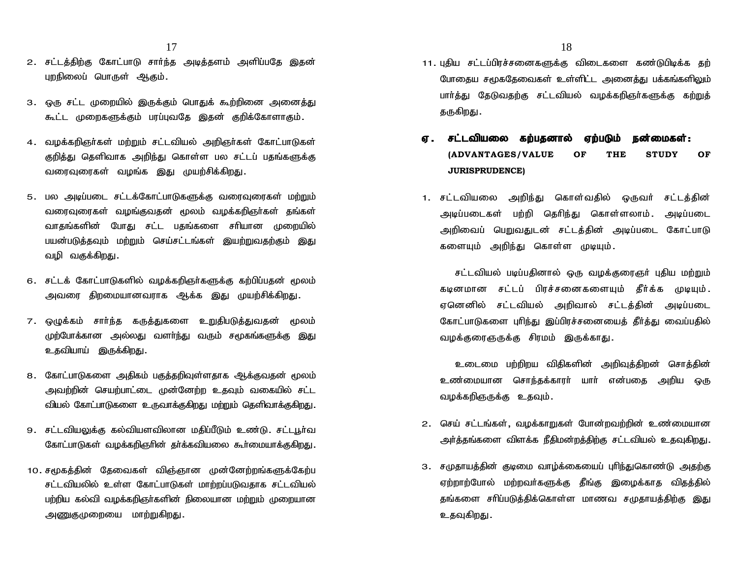2. சட்டத்திற்கு கோட்பாடு சார்ந்த அடித்தளம் அளிப்பதே இதன் புறநிலைப் பொருள் ஆகும்.

3. ஒரு சட்ட முறையில் இருக்கும் பொதுக் கூற்றினை அனைத்து கூட்ட முறைகளுக்கும் பரப்புவதே இதன் குறிக்கோளாகும்.

4. வழக்கறிஞர்கள் மற்றும் சட்டவியல் அறிஞர்கள் கோட்பாடுகள் குறித்து தெளிவாக அறிந்து கொள்ள பல சட்டப் பதங்களுக்கு வரைவுரைகள் வழங்க இது முயற்சிக்கிறது.

5. பல அடிப்படை சட்டக்கோட்பாடுகளுக்கு வரைவுரைகள் மற்றும் வரைவுரைகள் வழங்குவதன் மூலம் வழக்கறிஞர்கள் தங்கள் வாதங்களின் போது சட்ட பதங்களை சரியான முறையில் பயன்படுத்தவும் மற்றும் செய்சட்டங்கள் இயற்றுவதற்கும் இது வழி வகுக்கிறது.

6. சட்டக் கோட்பாடுகளில் வழக்கறிஞர்களுக்கு கற்பிப்பதன் மூலம் அவரை திறமையானவராக ஆக்க இது முயற்சிக்கிறது.

7. ஒழுக்கம் சார்ந்த கருத்துகளை உறுதிபடுத்துவதன் மூலம் முற்போக்கான அல்லது வளர்ந்து வரும் சமூகங்களுக்கு இது உதவியாய் இருக்கிறது.

8. கோட்பாடுகளை அதிகம் பகுத்தறிவுள்ளதாக ஆக்குவதன் மூலம் அவற்றின் செயற்பாட்டை முன்னேற்ற உதவும் வகையில் சட்ட வியல் கோட்பாடுகளை உருவாக்குகிறது மற்றும் தெளிவாக்குகிறது.

9. சட்டவியலுக்கு கல்வியளவிலான மதிப்பீடும் உண்டு. சட்டபூர்வ கோட்பாடுகள் வழக்கறிஞரின் தர்க்கவியலை கூர்மையாக்குகிறது.

10. சமூகத்தின் தேவைகள் விஞ்ஞான முன்னேற்றங்களுக்கேற்ப சட்டவியலில் உள்ள கோட்பாடுகள் மாற்றப்படுவதாக சட்டவியல் பற்றிய கல்வி வழக்கறிஞர்களின் நிலையான மற்றும் முறையான அணுகுமுறையை மாற்றுகிறது.

11. புதிய சட்டப்பிரச்சனைகளுக்கு விடைகளை கண்டுபிடிக்க தற் போதைய சமூகதேவைகள் உள்ளிட்ட அனைத்து பக்கங்களிலும் பார்த்து தேடுவதற்கு சட்டவியல் வழக்கறிஞர்களுக்கு கற்றுத் தருகிறது.

## ஏ. சட்டவியலை கற்பதனால் ஏற்படும் நன்மைகள்: (ADVANTAGES/VALUE OF THE STUDY OF JURISPRUDENCE)

1. சட்டவியலை அறிந்து கொள்வதில் ஒருவர் சட்டத்தின் அடிப்படைகள் பற்றி தெரிந்து கொள்ளலாம். அடிப்படை அறிவைப் பெறுவதுடன் சட்டத்தின் அடிப்படை கோட்பாடு களையும் அறிந்து கொள்ள முடியும்.

   சட்டவியல் படிப்பதினால் ஒரு வழக்குரைஞர் புதிய மற்றும் கடினமான சட்டப் பிரச்சனைகளையும் தீர்க்க முடியும். ஏனெனில் சட்டவியல் அறிவால் சட்டத்தின் அடிப்படை கோட்பாடுகளை புரிந்து இப்பிரச்சனையைத் தீர்த்து வைப்பதில் வழக்குரைஞருக்கு சிரமம் இருக்காது.

   உடைமை பற்றிறய விதிகளின் அறிவுத்திறன் சொத்தின் உண்மையான சொந்தக்காரர் யார் என்பதை அறிய ஒரு வழக்கறிஞருக்கு உதவும்.

2. செய் சட்டங்கள், வழக்காறுகள் போன்றவற்றின் உண்மையான அர்த்தங்களை விளக்க நீதிமன்றத்திற்கு சட்டவியல் உதவுகிறது.

3. சமுதாயத்தின் குடிமை வாழ்க்கையைப் புரிந்துகொண்டு அதற்கு ஏற்றாற்போல் மற்றவர்களுக்கு தீங்கு இழைக்காத விதத்தில் தங்களை சரிப்படுத்திக்கொள்ள மாணவ சமுதாயத்திற்கு இது உதவுகிறது.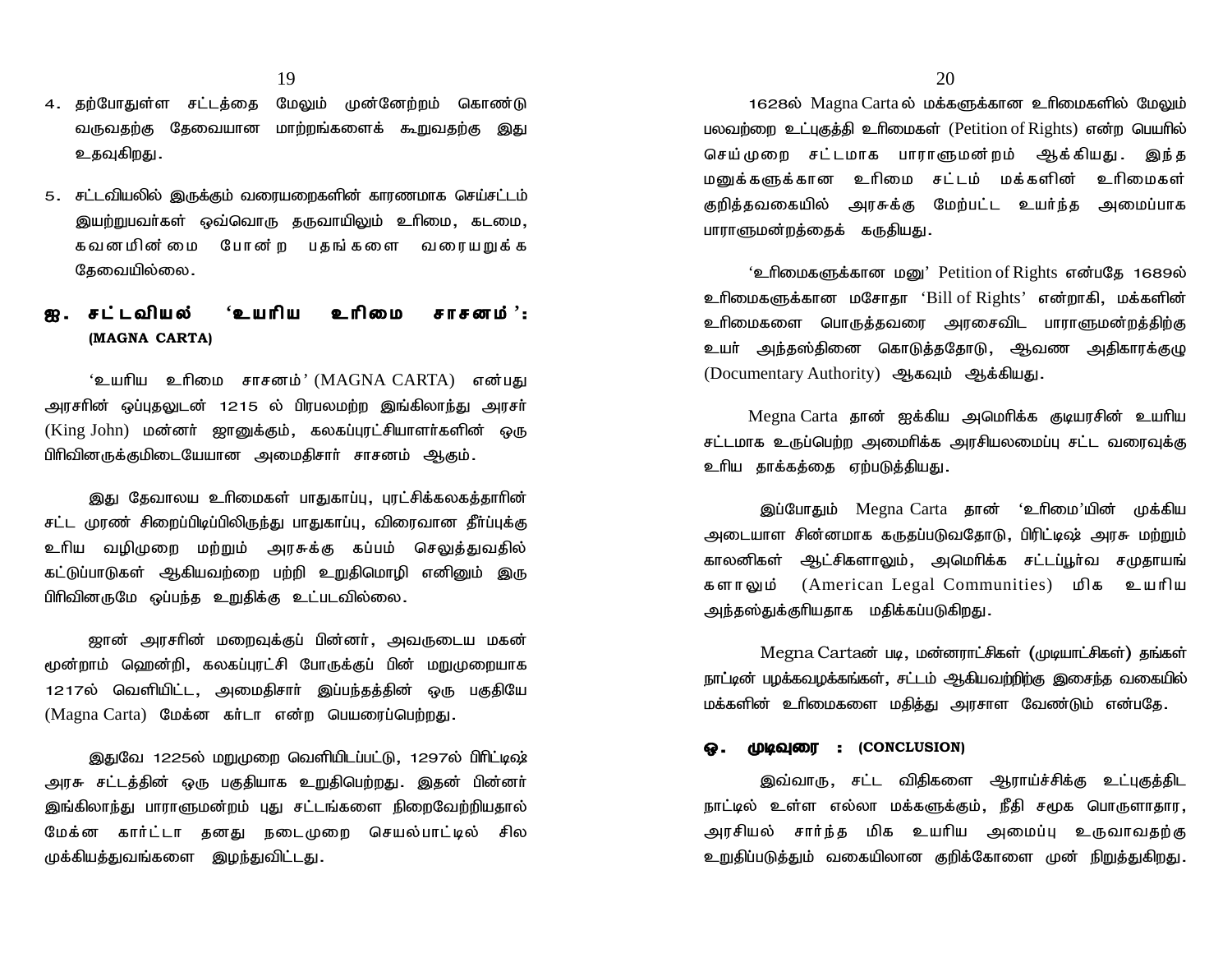4. தற்போதுள்ள சட்டத்தை மேலும் முன்னேற்றம் கொண்டு வருவதற்கு தேவையான மாற்றங்களைக் கூறுவதற்கு இது உதவுகிறது.

5. சட்டவியலில் இருக்கும் வரையறைகளின் காரணமாக செய்சட்டம் இயற்றுபவர்கள் ஒவ்வொரு தருவாயிலும் உரிமை, கடமை, கவனமின்மை போன்ற பதங்களை வரையறுக்க தேவையில்லை.

## ஐ. சட்டவியல் 'உயரிய உரிமை சாசனம்': (MAGNA CARTA)

'உயரிய உரிமை சாசனம்' (MAGNA CARTA) என்பது அரசரின் ஒப்புதலுடன் 1215 ல் பிரபலமற்ற இங்கிலாந்து அரசர் (King John) மன்னர் ஜானுக்கும், கலகப்புரட்சியாளர்களின் ஒரு பிரிவினருக்குமிடையேயான அமைதிசார் சாசனம் ஆகும்.

இது தேவாலய உரிமைகள் பாதுகாப்பு, புரட்சிக்கலகத்தாரின் சட்ட முரண் சிறைப்பிடிப்பிலிருந்து பாதுகாப்பு, விரைவான தீர்ப்புக்கு உரிய வழிமுறை மற்றும் அரசுக்கு கப்பம் செலுத்துவதில் கட்டுப்பாடுகள் ஆகியவற்றை பற்றி உறுதிமொழி எனினும் இரு பிரிவினருமே ஒப்பந்த உறுதிக்கு உட்படவில்லை.

ஜான் அரசரின் மறைவுக்குப் பின்னர், அவருடைய மகன் மூன்றாம் ஹென்றி, கலகப்புரட்சி போருக்குப் பின் மறுமுறையாக 1217ல் வெளியிட்ட, அமைதிசார் இப்பந்தத்தின் ஒரு பகுதியே (Magna Carta) மேக்ன கர்டா என்ற பெயரைப்பெற்றது.

இதுவே 1225ல் மறுமுறை வெளியிடப்பட்டு, 1297ல் பிரிட்டிஷ் அரசு சட்டத்தின் ஒரு பகுதியாக உறுதிபெற்றது. இதன் பின்னர் இங்கிலாந்து பாராளுமன்றம் புது சட்டங்களை நிறைவேற்றியதால் மேக்ன கார்ட்டா தனது நடைமுறை செயல்பாட்டில் சில முக்கியத்துவங்களை இழந்துவிட்டது.

1628ல் Magna Carta ல் மக்களுக்கான உரிமைகளில் மேலும் பலவற்றை உட்புகுத்தி உரிமைகள் (Petition of Rights) என்ற பெயரில் செய்முறை சட்டமாக பாராளுமன்றம் ஆக்கியது. இந்த மனுக்களுக்கான உரிமை சட்டம் மக்களின் உரிமைகள் குறித்தவகையில் அரசுக்கு மேற்பட்ட உயர்ந்த அமைப்பாக பாராளுமன்றத்தைக் கருதியது.

'உரிமைகளுக்கான மனு' Petition of Rights என்பதே 1689ல் உரிமைகளுக்கான மசோதா 'Bill of Rights' என்றாகி, மக்களின் உரிமைகளை பொருத்தவரை அரசைவிட பாராளுமன்றத்திற்கு உயர் அந்தஸ்தினை கொடுத்ததோடு, ஆவண அதிகாரக்குழு (Documentary Authority) ஆகவும் ஆக்கியது.

Megna Carta தான் ஐக்கிய அமெரிக்க குடியரசின் உயரிய சட்டமாக உருப்பெற்ற அமைரிக்க அரசியலமைப்பு சட்ட வரைவுக்கு உரிய தாக்கத்தை ஏற்படுத்தியது.

இப்போதும் Megna Carta தான் 'உரிமை'யின் முக்கிய அடையாள சின்னமாக கருதப்படுவதோடு, பிரிட்டிஷ் அரசு மற்றும் காலனிகள் ஆட்சிகளாலும், அமெரிக்க சட்டப்பூர்வ சமுதாயங்களாலும் (American Legal Communities) மிக உயரிய அந்தஸ்துக்குரியதாக மதிக்கப்படுகிறது.

Megna Cartaன் படி, மன்னராட்சிகள் (முடியாட்சிகள்) தங்கள் நாட்டின் பழக்கவழக்கங்கள், சட்டம் ஆகியவற்றிற்கு இசைந்த வகையில் மக்களின் உரிமைகளை மதித்து அரசாள வேண்டும் என்பதே.

## ஒ. முடிவுரை : (CONCLUSION)

இவ்வாறு, சட்ட விதிகளை ஆராய்ச்சிக்கு உட்புகுத்திட நாட்டில் உள்ள எல்லா மக்களுக்கும், நீதி சமூக பொருளாதார, அரசியல் சார்ந்த மிக உயரிய அமைப்பு உருவாவதற்கு உறுதிப்படுத்தும் வகையிலான குறிக்கோளை முன் நிறுத்துகிறது.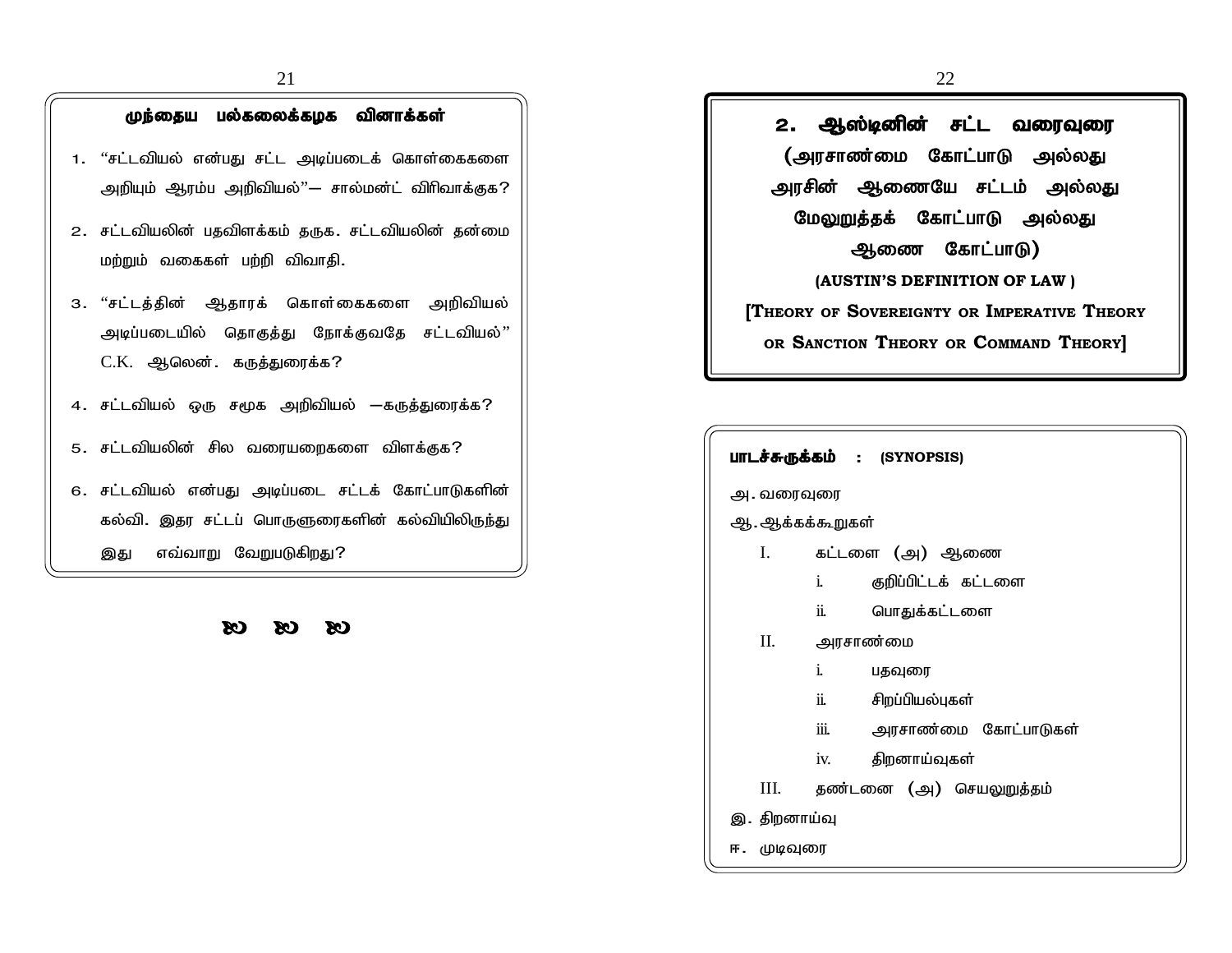## முந்தைய பல்கலைக்கழக வினாக்கள்

1. "சட்டவியல் என்பது சட்ட அடிப்படைக் கொள்கைகளை அறியும் ஆரம்ப அறிவியல்"— சால்மன்ட் விரிவாக்குக?
2. சட்டவியலின் பதவிளக்கம் தருக. சட்டவியலின் தன்மை மற்றும் வகைகள் பற்றி விவாதி.
3. "சட்டத்தின் ஆதாரக் கொள்கைகளை அறிவியல் அடிப்படையில் தொகுத்து நோக்குவதே சட்டவியல்" C.K. ஆலென். கருத்துரைக்க?
4. சட்டவியல் ஒரு சமூக அறிவியல் —கருத்துரைக்க?
5. சட்டவியலின் சில வரையறைகளை விளக்குக?
6. சட்டவியல் என்பது அடிப்படை சட்டக் கோட்பாடுகளின் கல்வி. இதர சட்டப் பொருளுரைகளின் கல்வியிலிருந்து இது எவ்வாறு வேறுபடுகிறது?

ஐ ஐ ஐ

# 2. ஆஸ்டினின் சட்ட வரைவுரை (அரசாண்மை கோட்பாடு அல்லது அரசின் ஆணையே சட்டம் அல்லது மேலுறுத்தக் கோட்பாடு அல்லது ஆணை கோட்பாடு)

**(AUSTIN'S DEFINITION OF LAW )**

**[THEORY OF SOVEREIGNTY OR IMPERATIVE THEORY OR SANCTION THEORY OR COMMAND THEORY]**

**பாடச்சுருக்கம் : (SYNOPSIS)**

அ. வரைவுரை

ஆ. ஆக்கக்கூறுகள்

- I. கட்டளை (அ) ஆணை
  - i. குறிப்பிட்டக் கட்டளை
  - ii. பொதுக்கட்டளை
- II. அரசாண்மை
  - i. பதவுரை
  - ii. சிறப்பியல்புகள்
  - iii. அரசாண்மை கோட்பாடுகள்
  - iv. திறனாய்வுகள்
- III. தண்டனை (அ) செயலுறுத்தம்

இ. திறனாய்வு

ஈ. முடிவுரை